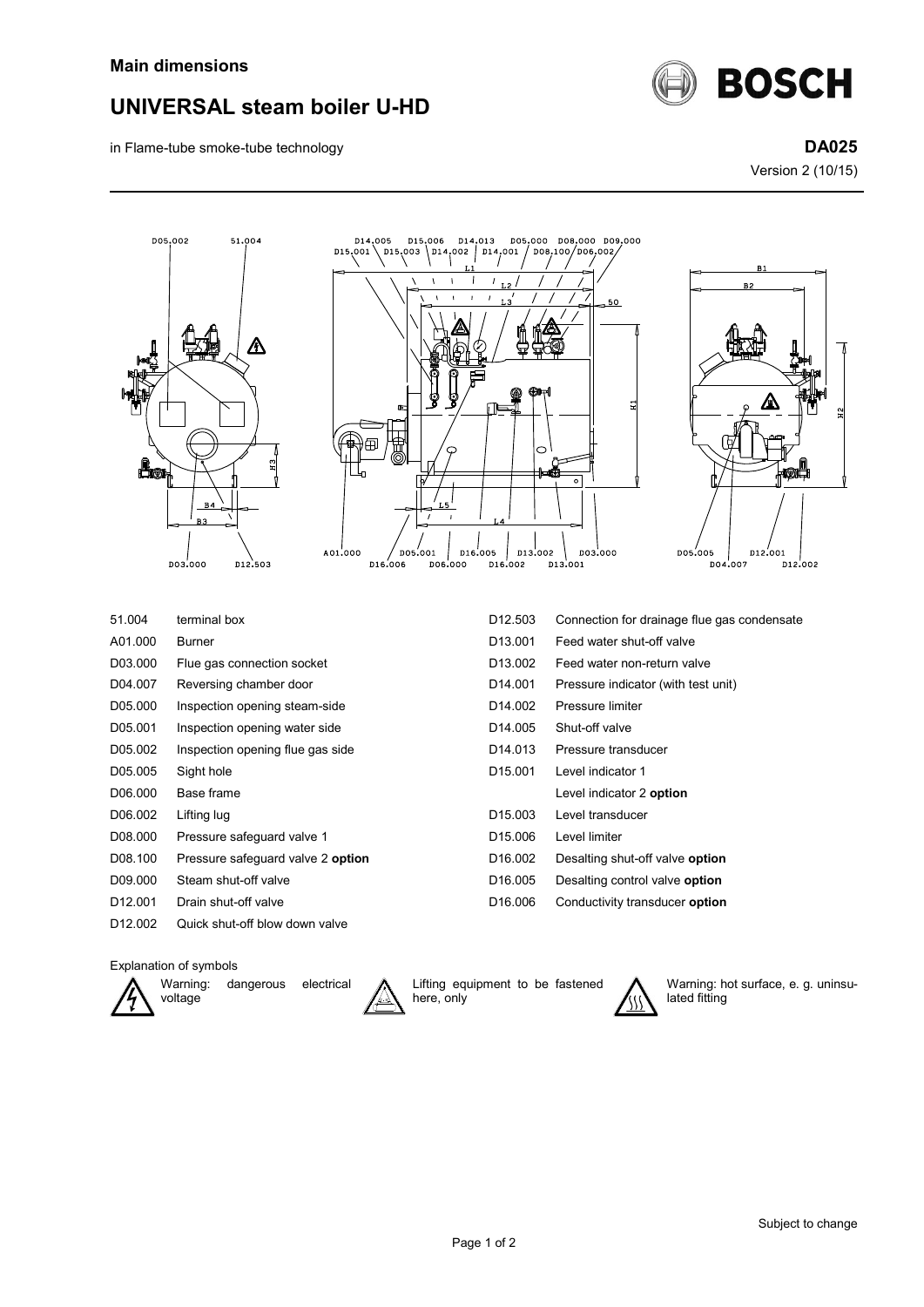**Main dimensions**

# UNIVERSAL steam boiler U-HD

in Flame-tube smoke-tube technology

**DA025**

Version 2 (10/15)

| | |
|---|---|
| 51.004 | terminal box |
| A01.000 | Burner |
| D03.000 | Flue gas connection socket |
| D04.007 | Reversing chamber door |
| D05.000 | Inspection opening steam-side |
| D05.001 | Inspection opening water side |
| D05.002 | Inspection opening flue gas side |
| D05.005 | Sight hole |
| D06.000 | Base frame |
| D06.002 | Lifting lug |
| D08.000 | Pressure safeguard valve 1 |
| D08.100 | Pressure safeguard valve 2 **option** |
| D09.000 | Steam shut-off valve |
| D12.001 | Drain shut-off valve |
| D12.002 | Quick shut-off blow down valve |
| D12.503 | Connection for drainage flue gas condensate |
| D13.001 | Feed water shut-off valve |
| D13.002 | Feed water non-return valve |
| D14.001 | Pressure indicator (with test unit) |
| D14.002 | Pressure limiter |
| D14.005 | Shut-off valve |
| D14.013 | Pressure transducer |
| D15.001 | Level indicator 1 |
| | Level indicator 2 **option** |
| D15.003 | Level transducer |
| D15.006 | Level limiter |
| D16.002 | Desalting shut-off valve **option** |
| D16.005 | Desalting control valve **option** |
| D16.006 | Conductivity transducer **option** |

Explanation of symbols

- Warning: dangerous electrical voltage
- Lifting equipment to be fastened here, only
- Warning: hot surface, e. g. uninsulated fitting

Subject to change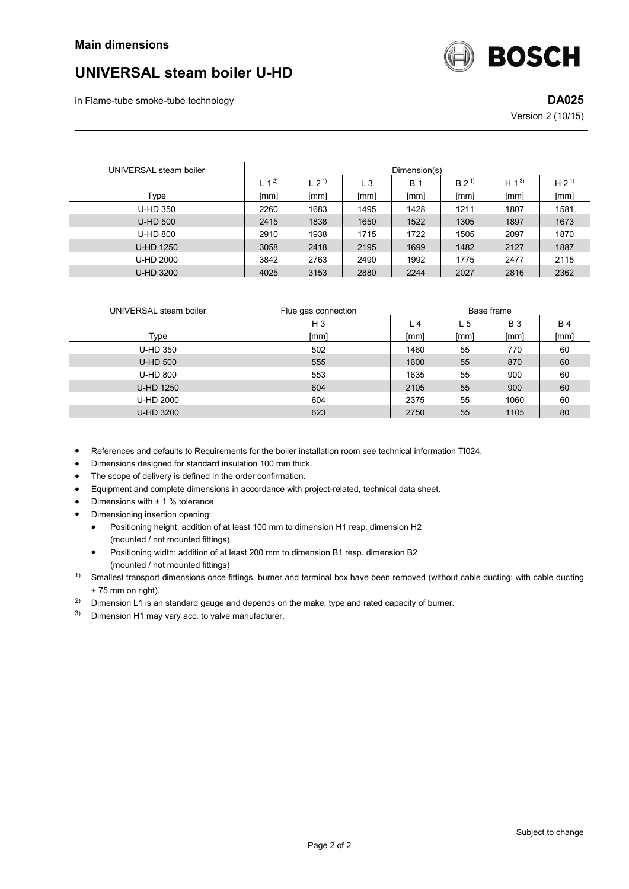**Main dimensions**

# UNIVERSAL steam boiler U-HD

in Flame-tube smoke-tube technology **DA025**

Version 2 (10/15)

| UNIVERSAL steam boiler | Dimension(s) | | | | | | |
|---|---|---|---|---|---|---|---|
| | L 1 [2)] | L 2 [1)] | L 3 | B 1 | B 2 [1)] | H 1 [3)] | H 2 [1)] |
| Type | [mm] | [mm] | [mm] | [mm] | [mm] | [mm] | [mm] |
| U-HD 350 | 2260 | 1683 | 1495 | 1428 | 1211 | 1807 | 1581 |
| U-HD 500 | 2415 | 1838 | 1650 | 1522 | 1305 | 1897 | 1673 |
| U-HD 800 | 2910 | 1938 | 1715 | 1722 | 1505 | 2097 | 1870 |
| U-HD 1250 | 3058 | 2418 | 2195 | 1699 | 1482 | 2127 | 1887 |
| U-HD 2000 | 3842 | 2763 | 2490 | 1992 | 1775 | 2477 | 2115 |
| U-HD 3200 | 4025 | 3153 | 2880 | 2244 | 2027 | 2816 | 2362 |

| UNIVERSAL steam boiler | Flue gas connection | Base frame | | | |
|---|---|---|---|---|---|
| | H 3 | L 4 | L 5 | B 3 | B 4 |
| Type | [mm] | [mm] | [mm] | [mm] | [mm] |
| U-HD 350 | 502 | 1460 | 55 | 770 | 60 |
| U-HD 500 | 555 | 1600 | 55 | 870 | 60 |
| U-HD 800 | 553 | 1635 | 55 | 900 | 60 |
| U-HD 1250 | 604 | 2105 | 55 | 900 | 60 |
| U-HD 2000 | 604 | 2375 | 55 | 1060 | 60 |
| U-HD 3200 | 623 | 2750 | 55 | 1105 | 80 |

- References and defaults to Requirements for the boiler installation room see technical information TI024.
- Dimensions designed for standard insulation 100 mm thick.
- The scope of delivery is defined in the order confirmation.
- Equipment and complete dimensions in accordance with project-related, technical data sheet.
- Dimensions with ± 1 % tolerance
- Dimensioning insertion opening:
  - Positioning height: addition of at least 100 mm to dimension H1 resp. dimension H2 (mounted / not mounted fittings)
  - Positioning width: addition of at least 200 mm to dimension B1 resp. dimension B2 (mounted / not mounted fittings)

1) Smallest transport dimensions once fittings, burner and terminal box have been removed (without cable ducting; with cable ducting + 75 mm on right).

2) Dimension L1 is an standard gauge and depends on the make, type and rated capacity of burner.

3) Dimension H1 may vary acc. to valve manufacturer.

Subject to change